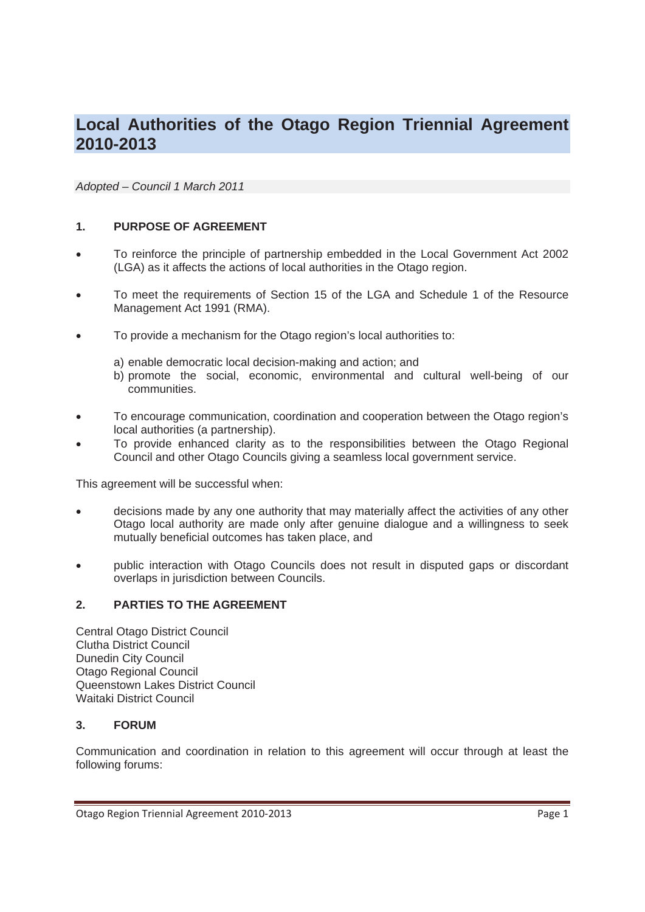# Local Authorities of the Otago Region Triennial Agreement 2010-2013

*Adopted – Council 1 March 2011*

## 1. PURPOSE OF AGREEMENT

- To reinforce the principle of partnership embedded in the Local Government Act 2002 (LGA) as it affects the actions of local authorities in the Otago region.
- To meet the requirements of Section 15 of the LGA and Schedule 1 of the Resource Management Act 1991 (RMA).
- To provide a mechanism for the Otago region's local authorities to:

  a) enable democratic local decision-making and action; and
  b) promote the social, economic, environmental and cultural well-being of our communities.

- To encourage communication, coordination and cooperation between the Otago region's local authorities (a partnership).
- To provide enhanced clarity as to the responsibilities between the Otago Regional Council and other Otago Councils giving a seamless local government service.

This agreement will be successful when:

- decisions made by any one authority that may materially affect the activities of any other Otago local authority are made only after genuine dialogue and a willingness to seek mutually beneficial outcomes has taken place, and
- public interaction with Otago Councils does not result in disputed gaps or discordant overlaps in jurisdiction between Councils.

## 2. PARTIES TO THE AGREEMENT

Central Otago District Council
Clutha District Council
Dunedin City Council
Otago Regional Council
Queenstown Lakes District Council
Waitaki District Council

## 3. FORUM

Communication and coordination in relation to this agreement will occur through at least the following forums: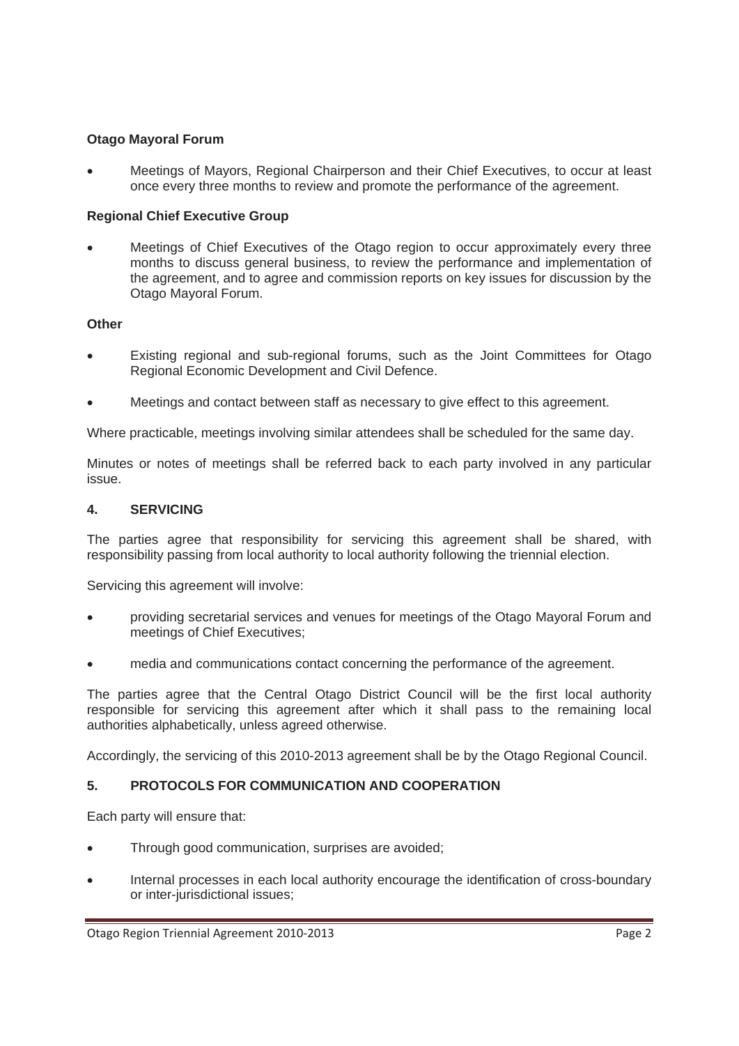**Otago Mayoral Forum**

- Meetings of Mayors, Regional Chairperson and their Chief Executives, to occur at least once every three months to review and promote the performance of the agreement.

**Regional Chief Executive Group**

- Meetings of Chief Executives of the Otago region to occur approximately every three months to discuss general business, to review the performance and implementation of the agreement, and to agree and commission reports on key issues for discussion by the Otago Mayoral Forum.

**Other**

- Existing regional and sub-regional forums, such as the Joint Committees for Otago Regional Economic Development and Civil Defence.
- Meetings and contact between staff as necessary to give effect to this agreement.

Where practicable, meetings involving similar attendees shall be scheduled for the same day.

Minutes or notes of meetings shall be referred back to each party involved in any particular issue.

## 4. SERVICING

The parties agree that responsibility for servicing this agreement shall be shared, with responsibility passing from local authority to local authority following the triennial election.

Servicing this agreement will involve:

- providing secretarial services and venues for meetings of the Otago Mayoral Forum and meetings of Chief Executives;
- media and communications contact concerning the performance of the agreement.

The parties agree that the Central Otago District Council will be the first local authority responsible for servicing this agreement after which it shall pass to the remaining local authorities alphabetically, unless agreed otherwise.

Accordingly, the servicing of this 2010-2013 agreement shall be by the Otago Regional Council.

## 5. PROTOCOLS FOR COMMUNICATION AND COOPERATION

Each party will ensure that:

- Through good communication, surprises are avoided;
- Internal processes in each local authority encourage the identification of cross-boundary or inter-jurisdictional issues;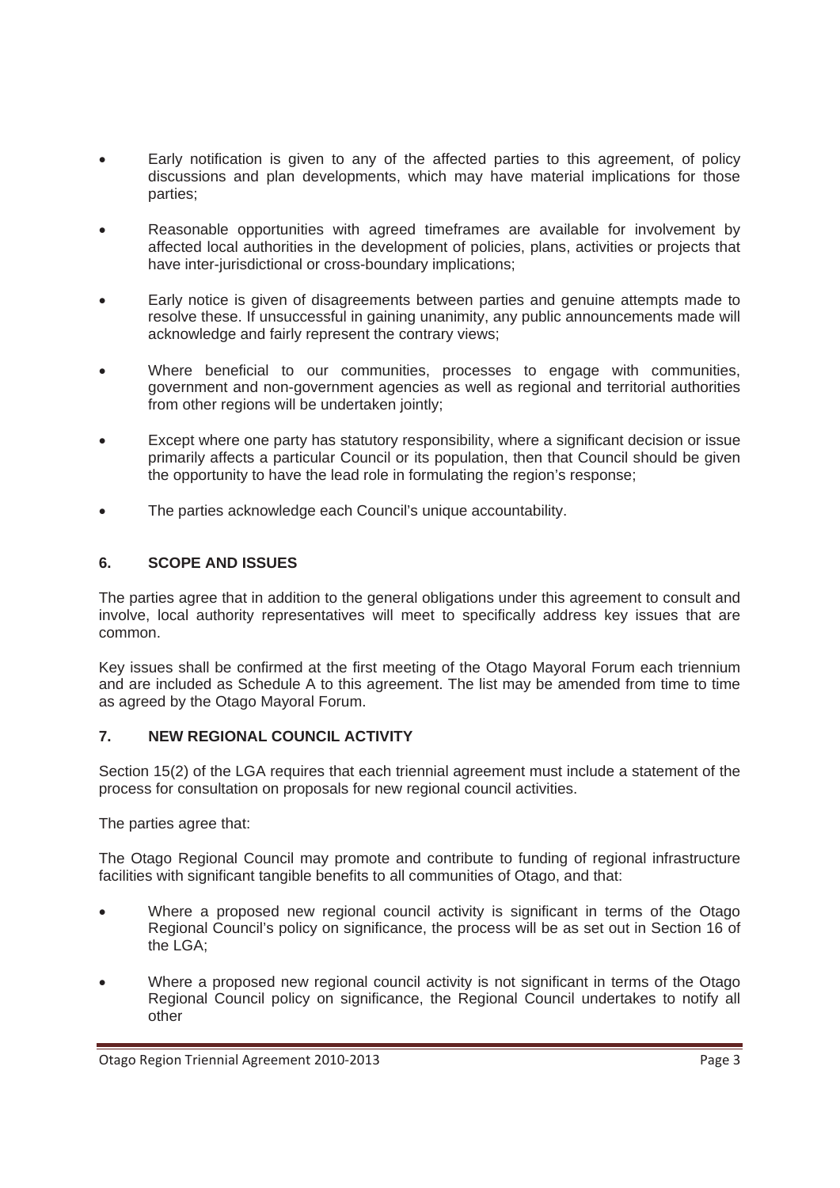- Early notification is given to any of the affected parties to this agreement, of policy discussions and plan developments, which may have material implications for those parties;

- Reasonable opportunities with agreed timeframes are available for involvement by affected local authorities in the development of policies, plans, activities or projects that have inter-jurisdictional or cross-boundary implications;

- Early notice is given of disagreements between parties and genuine attempts made to resolve these. If unsuccessful in gaining unanimity, any public announcements made will acknowledge and fairly represent the contrary views;

- Where beneficial to our communities, processes to engage with communities, government and non-government agencies as well as regional and territorial authorities from other regions will be undertaken jointly;

- Except where one party has statutory responsibility, where a significant decision or issue primarily affects a particular Council or its population, then that Council should be given the opportunity to have the lead role in formulating the region's response;

- The parties acknowledge each Council's unique accountability.

## 6. SCOPE AND ISSUES

The parties agree that in addition to the general obligations under this agreement to consult and involve, local authority representatives will meet to specifically address key issues that are common.

Key issues shall be confirmed at the first meeting of the Otago Mayoral Forum each triennium and are included as Schedule A to this agreement. The list may be amended from time to time as agreed by the Otago Mayoral Forum.

## 7. NEW REGIONAL COUNCIL ACTIVITY

Section 15(2) of the LGA requires that each triennial agreement must include a statement of the process for consultation on proposals for new regional council activities.

The parties agree that:

The Otago Regional Council may promote and contribute to funding of regional infrastructure facilities with significant tangible benefits to all communities of Otago, and that:

- Where a proposed new regional council activity is significant in terms of the Otago Regional Council's policy on significance, the process will be as set out in Section 16 of the LGA;

- Where a proposed new regional council activity is not significant in terms of the Otago Regional Council policy on significance, the Regional Council undertakes to notify all other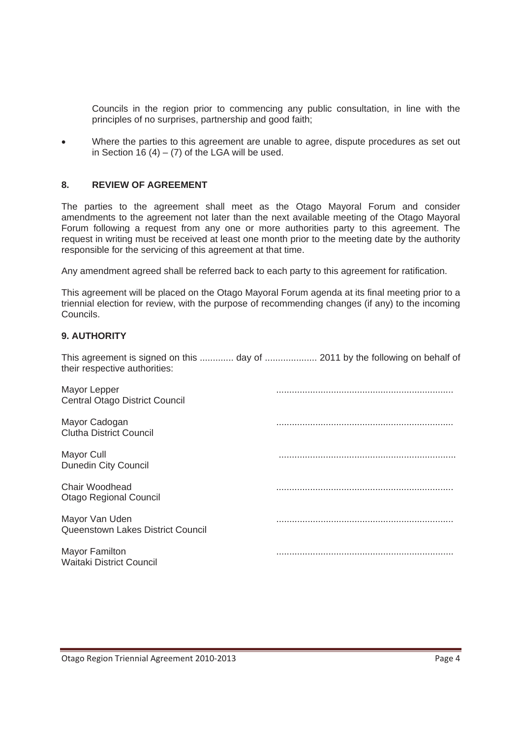Councils in the region prior to commencing any public consultation, in line with the principles of no surprises, partnership and good faith;

- Where the parties to this agreement are unable to agree, dispute procedures as set out in Section 16 (4) – (7) of the LGA will be used.

## 8. REVIEW OF AGREEMENT

The parties to the agreement shall meet as the Otago Mayoral Forum and consider amendments to the agreement not later than the next available meeting of the Otago Mayoral Forum following a request from any one or more authorities party to this agreement. The request in writing must be received at least one month prior to the meeting date by the authority responsible for the servicing of this agreement at that time.

Any amendment agreed shall be referred back to each party to this agreement for ratification.

This agreement will be placed on the Otago Mayoral Forum agenda at its final meeting prior to a triennial election for review, with the purpose of recommending changes (if any) to the incoming Councils.

## 9. AUTHORITY

This agreement is signed on this ............. day of .................... 2011 by the following on behalf of their respective authorities:

Mayor Lepper
Central Otago District Council ....................................................................

Mayor Cadogan
Clutha District Council ....................................................................

Mayor Cull
Dunedin City Council ....................................................................

Chair Woodhead
Otago Regional Council ....................................................................

Mayor Van Uden
Queenstown Lakes District Council ....................................................................

Mayor Familton
Waitaki District Council ....................................................................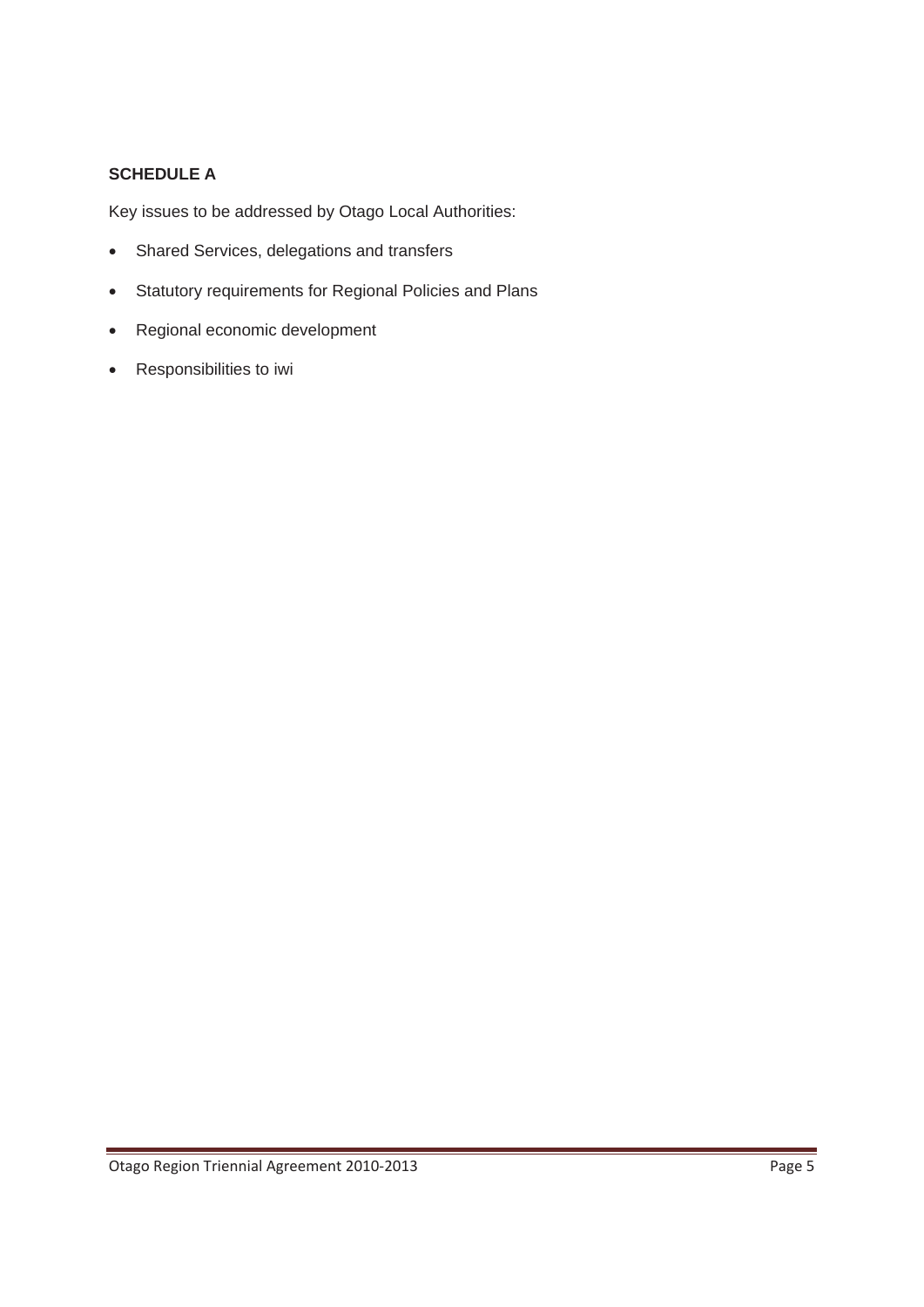**SCHEDULE A**

Key issues to be addressed by Otago Local Authorities:

- Shared Services, delegations and transfers
- Statutory requirements for Regional Policies and Plans
- Regional economic development
- Responsibilities to iwi